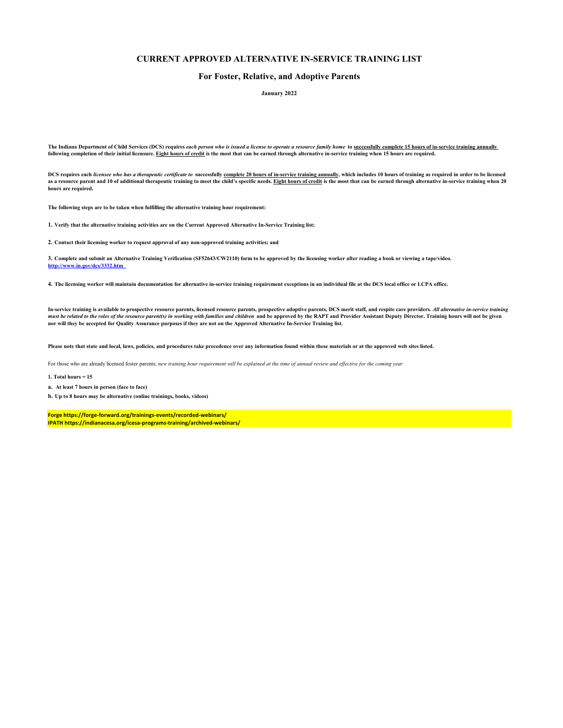# CURRENT APPROVED ALTERNATIVE IN-SERVICE TRAINING LIST

## For Foster, Relative, and Adoptive Parents

**January 2022**

**The Indiana Department of Child Services (DCS) requires *each person who is issued a license to operate a resource family home* to successfully complete 15 hours of in-service training annually following completion of their initial licensure. Eight hours of credit is the most that can be earned through alternative in-service training when 15 hours are required.**

**DCS requires each *licensee who has a therapeutic certificate to* successfully complete 20 hours of in-service training annually, which includes 10 hours of training as required in order to be licensed as a resource parent and 10 of additional therapeutic training to meet the child's specific needs. Eight hours of credit is the most that can be earned through alternative in-service training when 20 hours are required.**

**The following steps are to be taken when fulfilling the alternative training hour requirement:**

**1. Verify that the alternative training activities are on the Current Approved Alternative In-Service Training list;**

**2. Contact their licensing worker to request approval of any non-approved training activities; and**

**3. Complete and submit an Alternative Training Verification (SF52643/CW2110) form to be approved by the licensing worker after reading a book or viewing a tape/video.**
**http://www.in.gov/dcs/3332.htm**

**4. The licensing worker will maintain documentation for alternative in-service training requirement exceptions in an individual file at the DCS local office or LCPA office.**

**In-service training is available to prospective resource parents, licensed resource parents, prospective adoptive parents, DCS merit staff, and respite care providers. *All alternative in-service training must be related to the roles of the resource parent(s) in working with families and children* and be approved by the RAPT and Provider Assistant Deputy Director. Training hours will not be given nor will they be accepted for Quality Assurance purposes if they are not on the Approved Alternative In-Service Training list.**

**Please note that state and local, laws, policies, and procedures take precedence over any information found within these materials or at the approved web sites listed.**

For those who are already licensed foster parents; *new training hour requirement will be explained at the time of annual review and effective for the coming year*

**1. Total hours = 15**

**a. At least 7 hours in person (face to face)**

**b. Up to 8 hours may be alternative (online trainings, books, videos)**

**Forge https://forge-forward.org/trainings-events/recorded-webinars/**
**IPATH https://indianacesa.org/icesa-programs-training/archived-webinars/**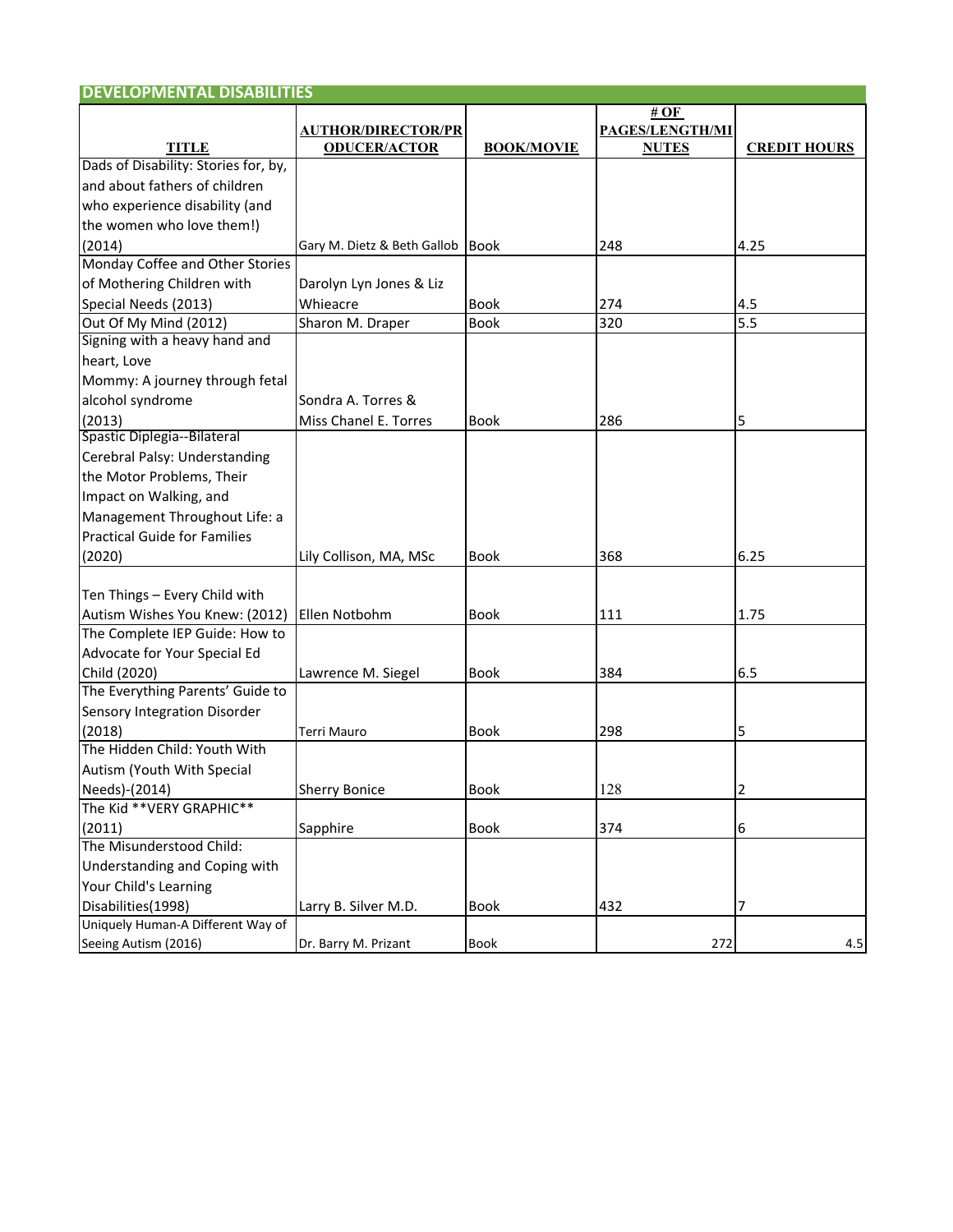## DEVELOPMENTAL DISABILITIES

| TITLE | AUTHOR/DIRECTOR/PRODUCER/ACTOR | BOOK/MOVIE | # OF PAGES/LENGTH/MINUTES | CREDIT HOURS |
|---|---|---|---|---|
| Dads of Disability: Stories for, by, and about fathers of children who experience disability (and the women who love them!) (2014) | Gary M. Dietz & Beth Gallob | Book | 248 | 4.25 |
| Monday Coffee and Other Stories of Mothering Children with Special Needs (2013) | Darolyn Lyn Jones & Liz Whieacre | Book | 274 | 4.5 |
| Out Of My Mind (2012) | Sharon M. Draper | Book | 320 | 5.5 |
| Signing with a heavy hand and heart, Love Mommy: A journey through fetal alcohol syndrome (2013) | Sondra A. Torres & Miss Chanel E. Torres | Book | 286 | 5 |
| Spastic Diplegia--Bilateral Cerebral Palsy: Understanding the Motor Problems, Their Impact on Walking, and Management Throughout Life: a Practical Guide for Families (2020) | Lily Collison, MA, MSc | Book | 368 | 6.25 |
| Ten Things – Every Child with Autism Wishes You Knew: (2012) | Ellen Notbohm | Book | 111 | 1.75 |
| The Complete IEP Guide: How to Advocate for Your Special Ed Child (2020) | Lawrence M. Siegel | Book | 384 | 6.5 |
| The Everything Parents' Guide to Sensory Integration Disorder (2018) | Terri Mauro | Book | 298 | 5 |
| The Hidden Child: Youth With Autism (Youth With Special Needs)-(2014) | Sherry Bonice | Book | 128 | 2 |
| The Kid **VERY GRAPHIC** (2011) | Sapphire | Book | 374 | 6 |
| The Misunderstood Child: Understanding and Coping with Your Child's Learning Disabilities(1998) | Larry B. Silver M.D. | Book | 432 | 7 |
| Uniquely Human-A Different Way of Seeing Autism (2016) | Dr. Barry M. Prizant | Book | 272 | 4.5 |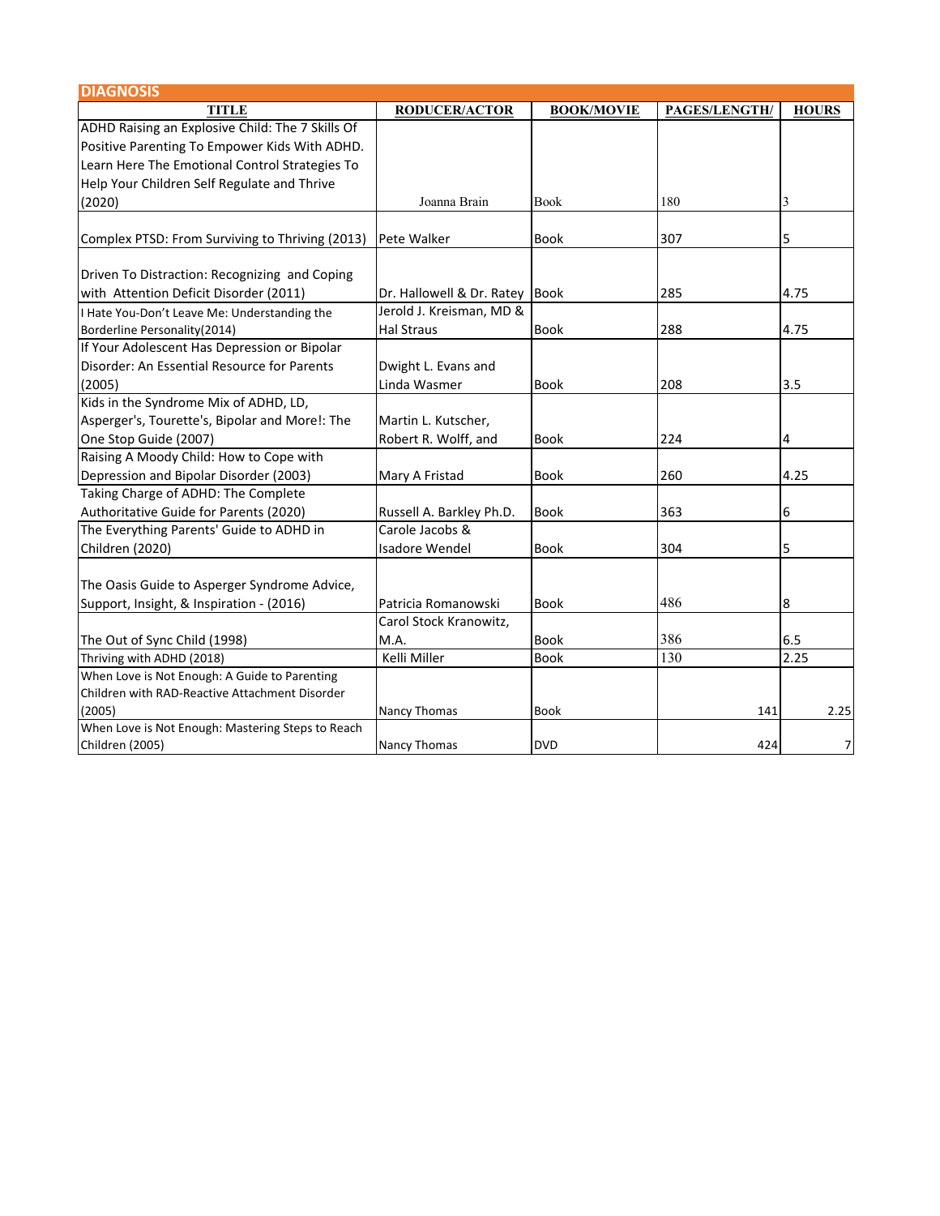## DIAGNOSIS

| TITLE | RODUCER/ACTOR | BOOK/MOVIE | PAGES/LENGTH/ | HOURS |
|---|---|---|---|---|
| ADHD Raising an Explosive Child: The 7 Skills Of Positive Parenting To Empower Kids With ADHD. Learn Here The Emotional Control Strategies To Help Your Children Self Regulate and Thrive (2020) | Joanna Brain | Book | 180 | 3 |
| Complex PTSD: From Surviving to Thriving (2013) | Pete Walker | Book | 307 | 5 |
| Driven To Distraction: Recognizing and Coping with Attention Deficit Disorder (2011) | Dr. Hallowell & Dr. Ratey | Book | 285 | 4.75 |
| I Hate You-Don't Leave Me: Understanding the Borderline Personality(2014) | Jerold J. Kreisman, MD & Hal Straus | Book | 288 | 4.75 |
| If Your Adolescent Has Depression or Bipolar Disorder: An Essential Resource for Parents (2005) | Dwight L. Evans and Linda Wasmer | Book | 208 | 3.5 |
| Kids in the Syndrome Mix of ADHD, LD, Asperger's, Tourette's, Bipolar and More!: The One Stop Guide (2007) | Martin L. Kutscher, Robert R. Wolff, and | Book | 224 | 4 |
| Raising A Moody Child: How to Cope with Depression and Bipolar Disorder (2003) | Mary A Fristad | Book | 260 | 4.25 |
| Taking Charge of ADHD: The Complete Authoritative Guide for Parents (2020) | Russell A. Barkley Ph.D. | Book | 363 | 6 |
| The Everything Parents' Guide to ADHD in Children (2020) | Carole Jacobs & Isadore Wendel | Book | 304 | 5 |
| The Oasis Guide to Asperger Syndrome Advice, Support, Insight, & Inspiration - (2016) | Patricia Romanowski | Book | 486 | 8 |
| The Out of Sync Child (1998) | Carol Stock Kranowitz, M.A. | Book | 386 | 6.5 |
| Thriving with ADHD (2018) | Kelli Miller | Book | 130 | 2.25 |
| When Love is Not Enough: A Guide to Parenting Children with RAD-Reactive Attachment Disorder (2005) | Nancy Thomas | Book | 141 | 2.25 |
| When Love is Not Enough: Mastering Steps to Reach Children (2005) | Nancy Thomas | DVD | 424 | 7 |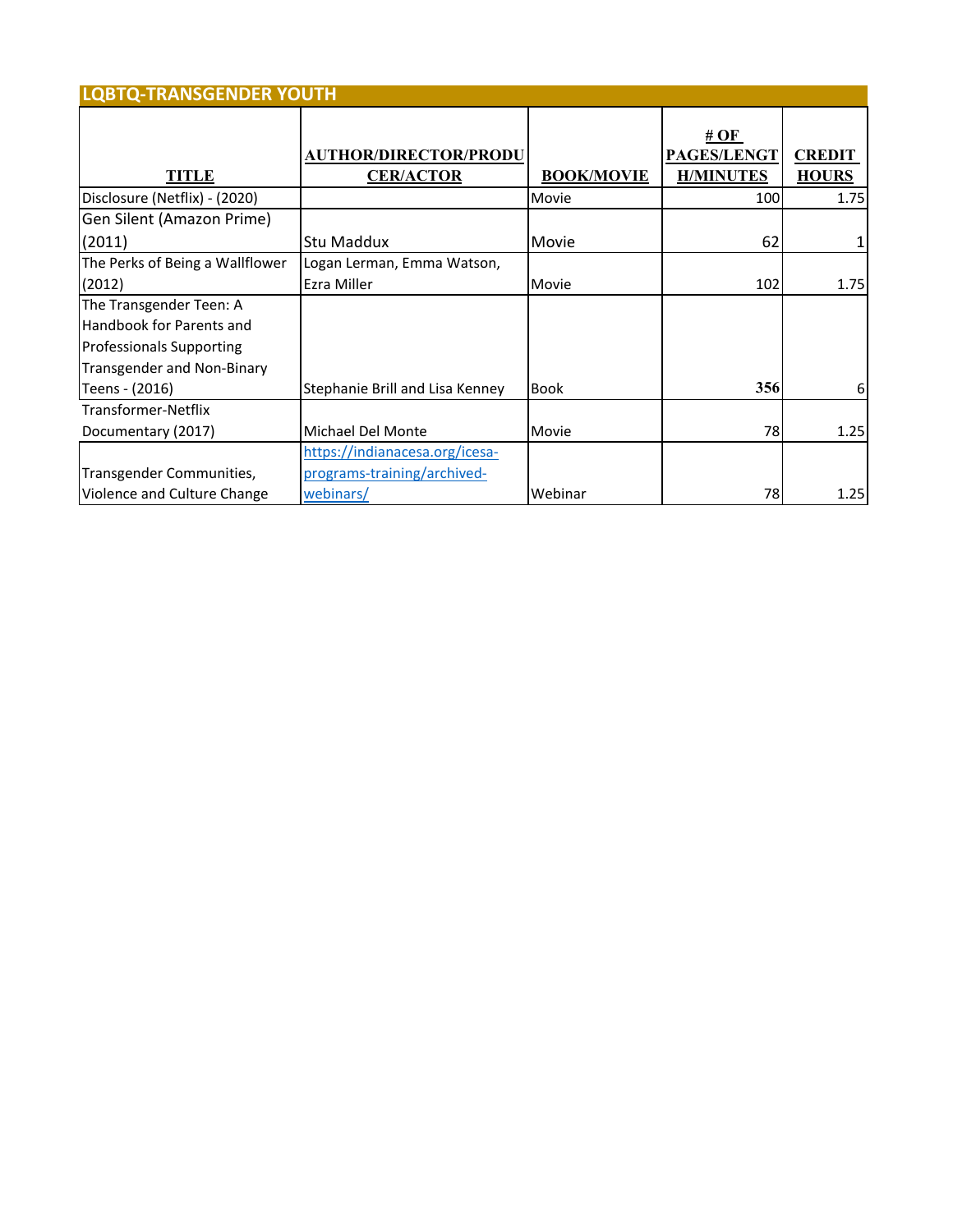## LQBTQ-TRANSGENDER YOUTH

| TITLE | AUTHOR/DIRECTOR/PRODUCER/ACTOR | BOOK/MOVIE | # OF PAGES/LENGTH/MINUTES | CREDIT HOURS |
|---|---|---|---|---|
| Disclosure (Netflix) - (2020) | | Movie | 100 | 1.75 |
| Gen Silent (Amazon Prime) (2011) | Stu Maddux | Movie | 62 | 1 |
| The Perks of Being a Wallflower (2012) | Logan Lerman, Emma Watson, Ezra Miller | Movie | 102 | 1.75 |
| The Transgender Teen: A Handbook for Parents and Professionals Supporting Transgender and Non-Binary Teens - (2016) | Stephanie Brill and Lisa Kenney | Book | 356 | 6 |
| Transformer-Netflix Documentary (2017) | Michael Del Monte | Movie | 78 | 1.25 |
| Transgender Communities, Violence and Culture Change | https://indianacesa.org/icesa-programs-training/archived-webinars/ | Webinar | 78 | 1.25 |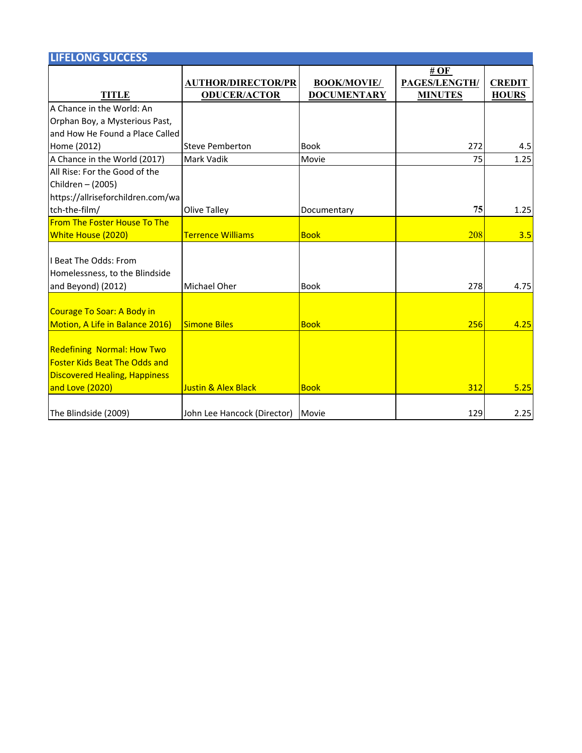## LIFELONG SUCCESS

| TITLE | AUTHOR/DIRECTOR/PRODUCER/ACTOR | BOOK/MOVIE/ DOCUMENTARY | # OF PAGES/LENGTH/ MINUTES | CREDIT HOURS |
|---|---|---|---|---|
| A Chance in the World: An Orphan Boy, a Mysterious Past, and How He Found a Place Called Home (2012) | Steve Pemberton | Book | 272 | 4.5 |
| A Chance in the World (2017) | Mark Vadik | Movie | 75 | 1.25 |
| All Rise: For the Good of the Children – (2005) https://allriseforchildren.com/watch-the-film/ | Olive Talley | Documentary | 75 | 1.25 |
| From The Foster House To The White House (2020) | Terrence Williams | Book | 208 | 3.5 |
| I Beat The Odds: From Homelessness, to the Blindside and Beyond) (2012) | Michael Oher | Book | 278 | 4.75 |
| Courage To Soar: A Body in Motion, A Life in Balance 2016) | Simone Biles | Book | 256 | 4.25 |
| Redefining Normal: How Two Foster Kids Beat The Odds and Discovered Healing, Happiness and Love (2020) | Justin & Alex Black | Book | 312 | 5.25 |
| The Blindside (2009) | John Lee Hancock (Director) | Movie | 129 | 2.25 |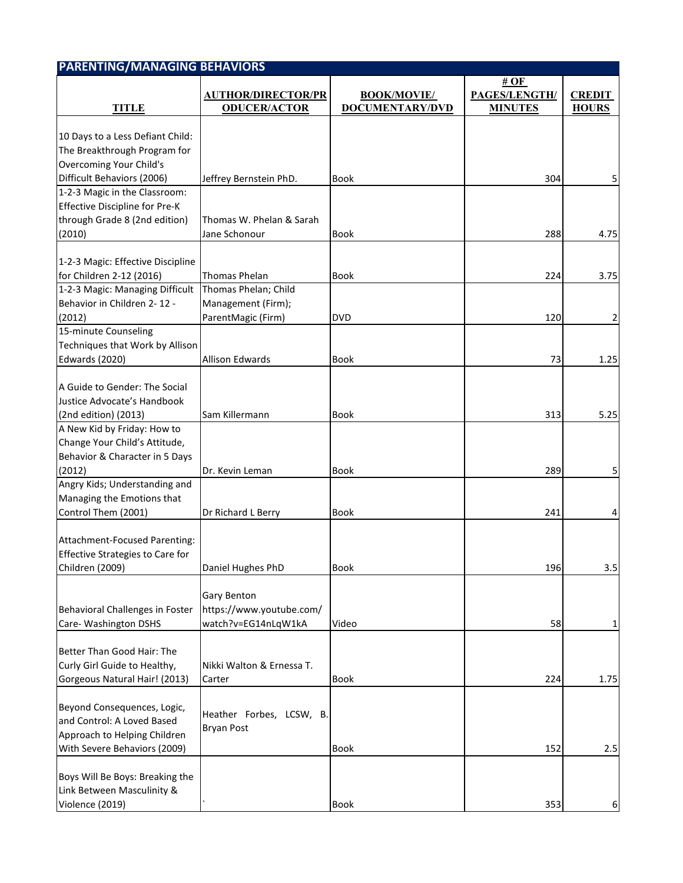## PARENTING/MANAGING BEHAVIORS

| TITLE | AUTHOR/DIRECTOR/PRODUCER/ACTOR | BOOK/MOVIE/ DOCUMENTARY/DVD | # OF PAGES/LENGTH/ MINUTES | CREDIT HOURS |
|---|---|---|---|---|
| 10 Days to a Less Defiant Child: The Breakthrough Program for Overcoming Your Child's Difficult Behaviors (2006) | Jeffrey Bernstein PhD. | Book | 304 | 5 |
| 1-2-3 Magic in the Classroom: Effective Discipline for Pre-K through Grade 8 (2nd edition) (2010) | Thomas W. Phelan & Sarah Jane Schonour | Book | 288 | 4.75 |
| 1-2-3 Magic: Effective Discipline for Children 2-12 (2016) | Thomas Phelan | Book | 224 | 3.75 |
| 1-2-3 Magic: Managing Difficult Behavior in Children 2- 12 - (2012) | Thomas Phelan; Child Management (Firm); ParentMagic (Firm) | DVD | 120 | 2 |
| 15-minute Counseling Techniques that Work by Allison Edwards (2020) | Allison Edwards | Book | 73 | 1.25 |
| A Guide to Gender: The Social Justice Advocate's Handbook (2nd edition) (2013) | Sam Killermann | Book | 313 | 5.25 |
| A New Kid by Friday: How to Change Your Child's Attitude, Behavior & Character in 5 Days (2012) | Dr. Kevin Leman | Book | 289 | 5 |
| Angry Kids; Understanding and Managing the Emotions that Control Them (2001) | Dr Richard L Berry | Book | 241 | 4 |
| Attachment-Focused Parenting: Effective Strategies to Care for Children (2009) | Daniel Hughes PhD | Book | 196 | 3.5 |
| Behavioral Challenges in Foster Care- Washington DSHS | Gary Benton https://www.youtube.com/watch?v=EG14nLqW1kA | Video | 58 | 1 |
| Better Than Good Hair: The Curly Girl Guide to Healthy, Gorgeous Natural Hair! (2013) | Nikki Walton & Ernessa T. Carter | Book | 224 | 1.75 |
| Beyond Consequences, Logic, and Control: A Loved Based Approach to Helping Children With Severe Behaviors (2009) | Heather Forbes, LCSW, B. Bryan Post | Book | 152 | 2.5 |
| Boys Will Be Boys: Breaking the Link Between Masculinity & Violence (2019) | ` | Book | 353 | 6 |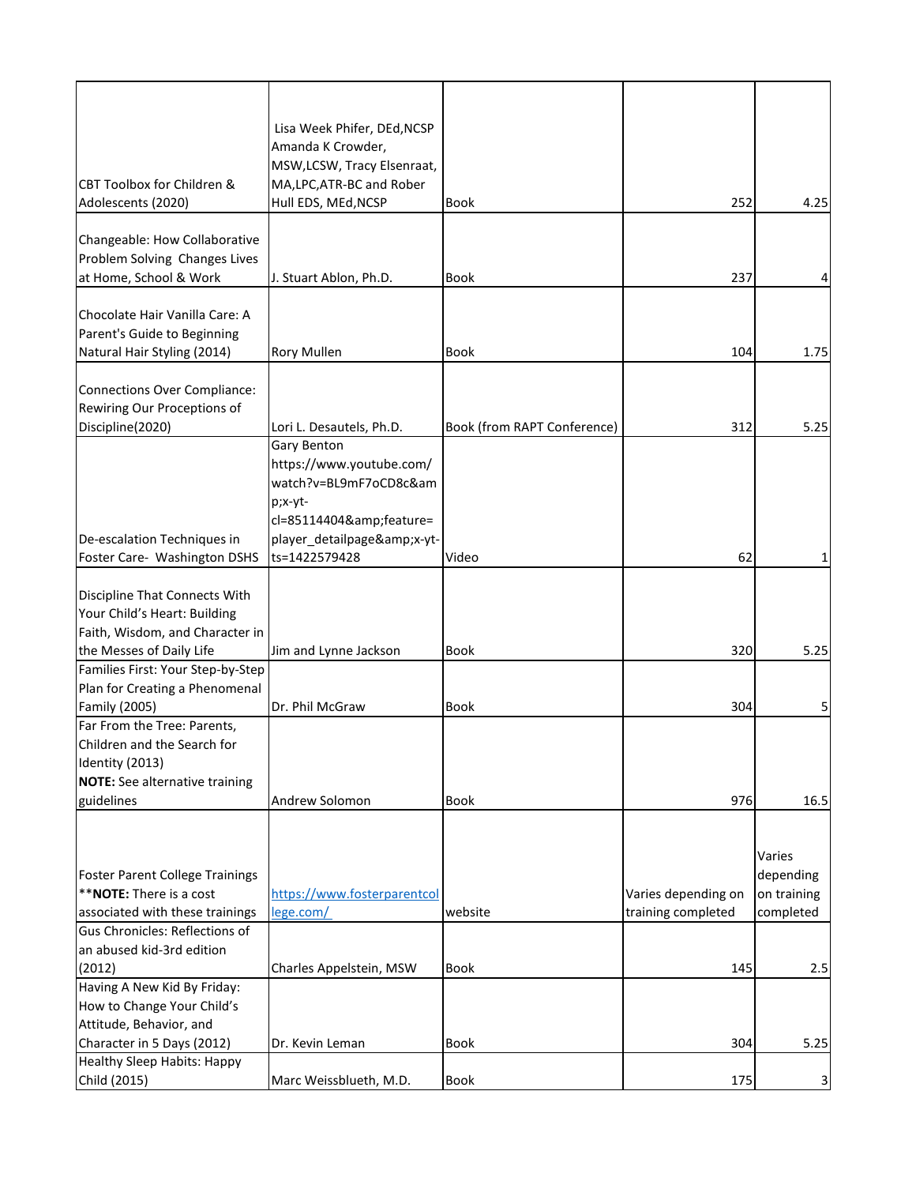| | | | | |
|---|---|---|---|---|
| CBT Toolbox for Children & Adolescents (2020) | Lisa Week Phifer, DEd,NCSP Amanda K Crowder, MSW,LCSW, Tracy Elsenraat, MA,LPC,ATR-BC and Rober Hull EDS, MEd,NCSP | Book | 252 | 4.25 |
| Changeable: How Collaborative Problem Solving Changes Lives at Home, School & Work | J. Stuart Ablon, Ph.D. | Book | 237 | 4 |
| Chocolate Hair Vanilla Care: A Parent's Guide to Beginning Natural Hair Styling (2014) | Rory Mullen | Book | 104 | 1.75 |
| Connections Over Compliance: Rewiring Our Proceptions of Discipline(2020) | Lori L. Desautels, Ph.D. | Book (from RAPT Conference) | 312 | 5.25 |
| De-escalation Techniques in Foster Care- Washington DSHS | Gary Benton https://www.youtube.com/watch?v=BL9mF7oCD8c&amp;x-yt-cl=85114404&amp;feature=player_detailpage&amp;x-yt-ts=1422579428 | Video | 62 | 1 |
| Discipline That Connects With Your Child's Heart: Building Faith, Wisdom, and Character in the Messes of Daily Life | Jim and Lynne Jackson | Book | 320 | 5.25 |
| Families First: Your Step-by-Step Plan for Creating a Phenomenal Family (2005) | Dr. Phil McGraw | Book | 304 | 5 |
| Far From the Tree: Parents, Children and the Search for Identity (2013) **NOTE:** See alternative training guidelines | Andrew Solomon | Book | 976 | 16.5 |
| Foster Parent College Trainings ****NOTE:** There is a cost associated with these trainings | https://www.fosterparentcollege.com/ | website | Varies depending on training completed | Varies depending on training completed |
| Gus Chronicles: Reflections of an abused kid-3rd edition (2012) | Charles Appelstein, MSW | Book | 145 | 2.5 |
| Having A New Kid By Friday: How to Change Your Child's Attitude, Behavior, and Character in 5 Days (2012) | Dr. Kevin Leman | Book | 304 | 5.25 |
| Healthy Sleep Habits: Happy Child (2015) | Marc Weissblueth, M.D. | Book | 175 | 3 |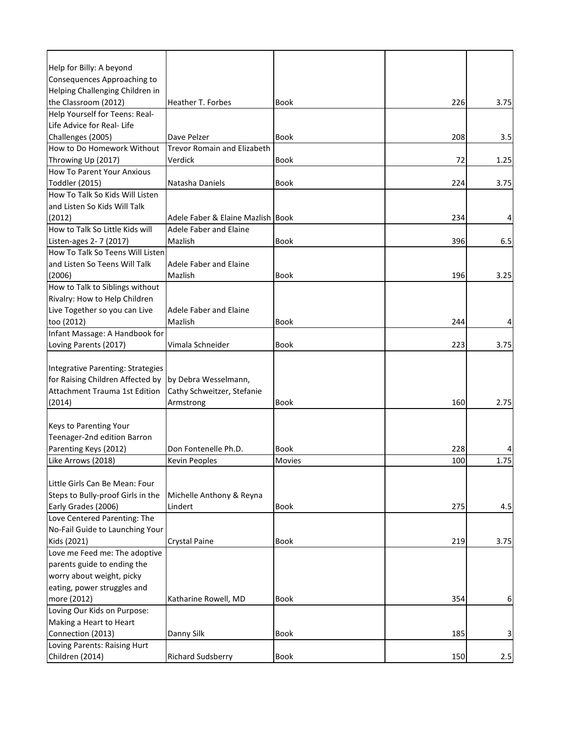| | | | | |
|---|---|---|---|---|
| Help for Billy: A beyond Consequences Approaching to Helping Challenging Children in the Classroom (2012) | Heather T. Forbes | Book | 226 | 3.75 |
| Help Yourself for Teens: Real-Life Advice for Real- Life Challenges (2005) | Dave Pelzer | Book | 208 | 3.5 |
| How to Do Homework Without Throwing Up (2017) | Trevor Romain and Elizabeth Verdick | Book | 72 | 1.25 |
| How To Parent Your Anxious Toddler (2015) | Natasha Daniels | Book | 224 | 3.75 |
| How To Talk So Kids Will Listen and Listen So Kids Will Talk (2012) | Adele Faber & Elaine Mazlish | Book | 234 | 4 |
| How to Talk So Little Kids will Listen-ages 2- 7 (2017) | Adele Faber and Elaine Mazlish | Book | 396 | 6.5 |
| How To Talk So Teens Will Listen and Listen So Teens Will Talk (2006) | Adele Faber and Elaine Mazlish | Book | 196 | 3.25 |
| How to Talk to Siblings without Rivalry: How to Help Children Live Together so you can Live too (2012) | Adele Faber and Elaine Mazlish | Book | 244 | 4 |
| Infant Massage: A Handbook for Loving Parents (2017) | Vimala Schneider | Book | 223 | 3.75 |
| Integrative Parenting: Strategies for Raising Children Affected by Attachment Trauma 1st Edition (2014) | by Debra Wesselmann, Cathy Schweitzer, Stefanie Armstrong | Book | 160 | 2.75 |
| Keys to Parenting Your Teenager-2nd edition Barron Parenting Keys (2012) | Don Fontenelle Ph.D. | Book | 228 | 4 |
| Like Arrows (2018) | Kevin Peoples | Movies | 100 | 1.75 |
| Little Girls Can Be Mean: Four Steps to Bully-proof Girls in the Early Grades (2006) | Michelle Anthony & Reyna Lindert | Book | 275 | 4.5 |
| Love Centered Parenting: The No-Fail Guide to Launching Your Kids (2021) | Crystal Paine | Book | 219 | 3.75 |
| Love me Feed me: The adoptive parents guide to ending the worry about weight, picky eating, power struggles and more (2012) | Katharine Rowell, MD | Book | 354 | 6 |
| Loving Our Kids on Purpose: Making a Heart to Heart Connection (2013) | Danny Silk | Book | 185 | 3 |
| Loving Parents: Raising Hurt Children (2014) | Richard Sudsberry | Book | 150 | 2.5 |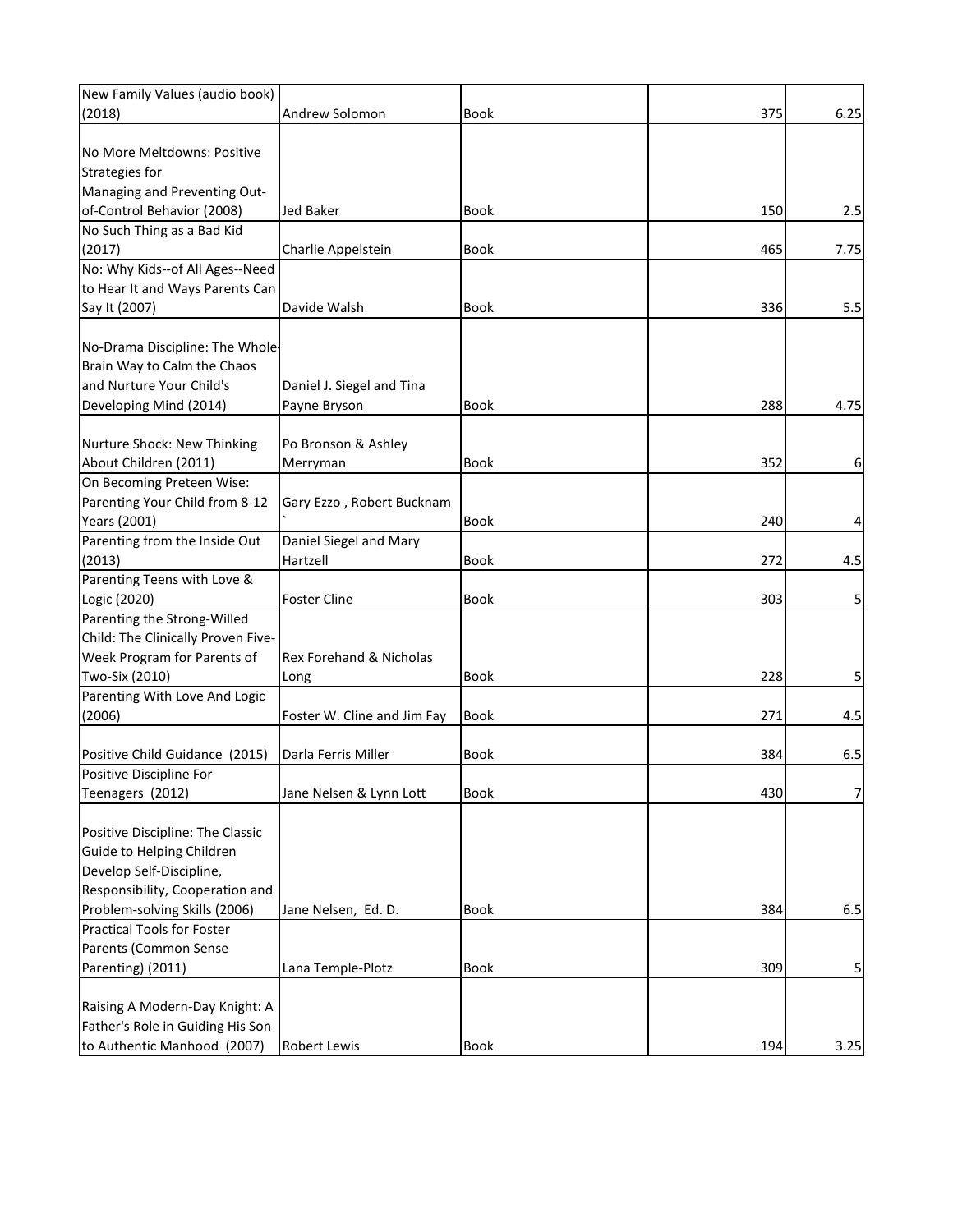| | | | | |
|---|---|---|---|---|
| New Family Values (audio book) (2018) | Andrew Solomon | Book | 375 | 6.25 |
| No More Meltdowns: Positive Strategies for Managing and Preventing Out-of-Control Behavior (2008) | Jed Baker | Book | 150 | 2.5 |
| No Such Thing as a Bad Kid (2017) | Charlie Appelstein | Book | 465 | 7.75 |
| No: Why Kids--of All Ages--Need to Hear It and Ways Parents Can Say It (2007) | Davide Walsh | Book | 336 | 5.5 |
| No-Drama Discipline: The Whole-Brain Way to Calm the Chaos and Nurture Your Child's Developing Mind (2014) | Daniel J. Siegel and Tina Payne Bryson | Book | 288 | 4.75 |
| Nurture Shock: New Thinking About Children (2011) | Po Bronson & Ashley Merryman | Book | 352 | 6 |
| On Becoming Preteen Wise: Parenting Your Child from 8-12 Years (2001) | Gary Ezzo , Robert Bucknam ` | Book | 240 | 4 |
| Parenting from the Inside Out (2013) | Daniel Siegel and Mary Hartzell | Book | 272 | 4.5 |
| Parenting Teens with Love & Logic (2020) | Foster Cline | Book | 303 | 5 |
| Parenting the Strong-Willed Child: The Clinically Proven Five-Week Program for Parents of Two-Six (2010) | Rex Forehand & Nicholas Long | Book | 228 | 5 |
| Parenting With Love And Logic (2006) | Foster W. Cline and Jim Fay | Book | 271 | 4.5 |
| Positive Child Guidance (2015) | Darla Ferris Miller | Book | 384 | 6.5 |
| Positive Discipline For Teenagers (2012) | Jane Nelsen & Lynn Lott | Book | 430 | 7 |
| Positive Discipline: The Classic Guide to Helping Children Develop Self-Discipline, Responsibility, Cooperation and Problem-solving Skills (2006) | Jane Nelsen, Ed. D. | Book | 384 | 6.5 |
| Practical Tools for Foster Parents (Common Sense Parenting) (2011) | Lana Temple-Plotz | Book | 309 | 5 |
| Raising A Modern-Day Knight: A Father's Role in Guiding His Son to Authentic Manhood (2007) | Robert Lewis | Book | 194 | 3.25 |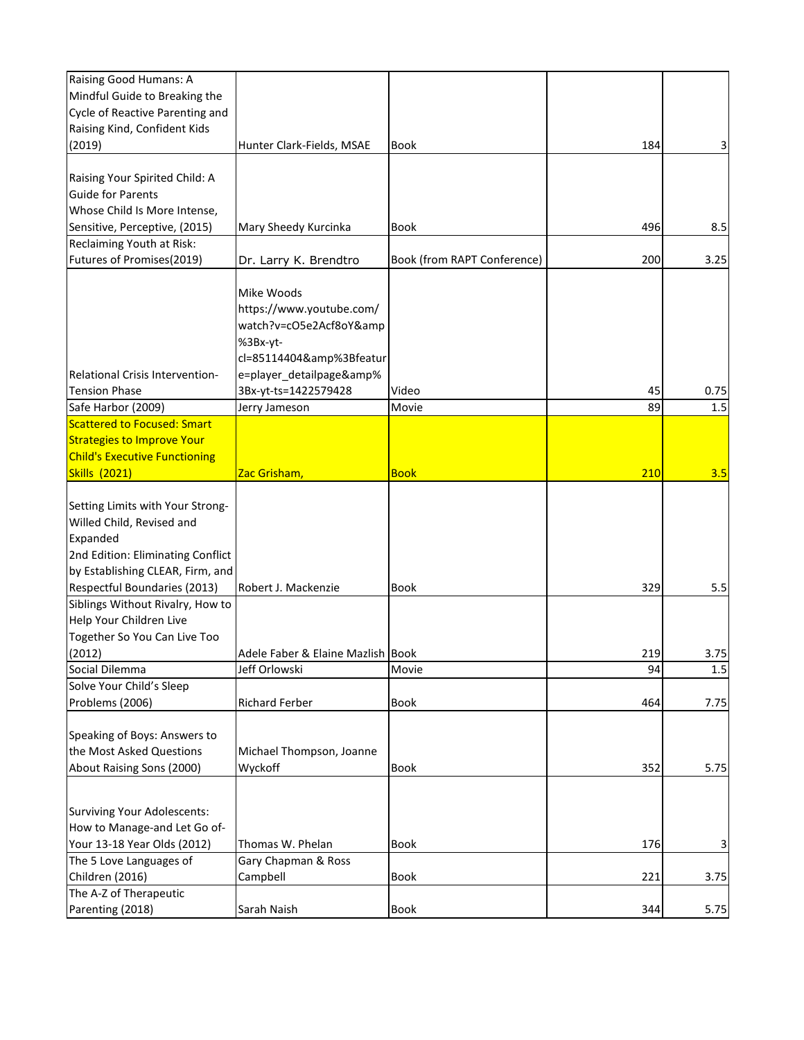| | | | | |
|---|---|---|---|---|
| Raising Good Humans: A Mindful Guide to Breaking the Cycle of Reactive Parenting and Raising Kind, Confident Kids (2019) | Hunter Clark-Fields, MSAE | Book | 184 | 3 |
| Raising Your Spirited Child: A Guide for Parents Whose Child Is More Intense, Sensitive, Perceptive, (2015) | Mary Sheedy Kurcinka | Book | 496 | 8.5 |
| Reclaiming Youth at Risk: Futures of Promises(2019) | Dr. Larry K. Brendtro | Book (from RAPT Conference) | 200 | 3.25 |
| Relational Crisis Intervention-Tension Phase | Mike Woods https://www.youtube.com/watch?v=cO5e2Acf8oY&amp%3Bx-yt-cl=85114404&amp%3Bfeature=player_detailpage&amp%3Bx-yt-ts=1422579428 | Video | 45 | 0.75 |
| Safe Harbor (2009) | Jerry Jameson | Movie | 89 | 1.5 |
| Scattered to Focused: Smart Strategies to Improve Your Child's Executive Functioning Skills (2021) | Zac Grisham, | Book | 210 | 3.5 |
| Setting Limits with Your Strong-Willed Child, Revised and Expanded 2nd Edition: Eliminating Conflict by Establishing CLEAR, Firm, and Respectful Boundaries (2013) | Robert J. Mackenzie | Book | 329 | 5.5 |
| Siblings Without Rivalry, How to Help Your Children Live Together So You Can Live Too (2012) | Adele Faber & Elaine Mazlish | Book | 219 | 3.75 |
| Social Dilemma | Jeff Orlowski | Movie | 94 | 1.5 |
| Solve Your Child's Sleep Problems (2006) | Richard Ferber | Book | 464 | 7.75 |
| Speaking of Boys: Answers to the Most Asked Questions About Raising Sons (2000) | Michael Thompson, Joanne Wyckoff | Book | 352 | 5.75 |
| Surviving Your Adolescents: How to Manage-and Let Go of-Your 13-18 Year Olds (2012) | Thomas W. Phelan | Book | 176 | 3 |
| The 5 Love Languages of Children (2016) | Gary Chapman & Ross Campbell | Book | 221 | 3.75 |
| The A-Z of Therapeutic Parenting (2018) | Sarah Naish | Book | 344 | 5.75 |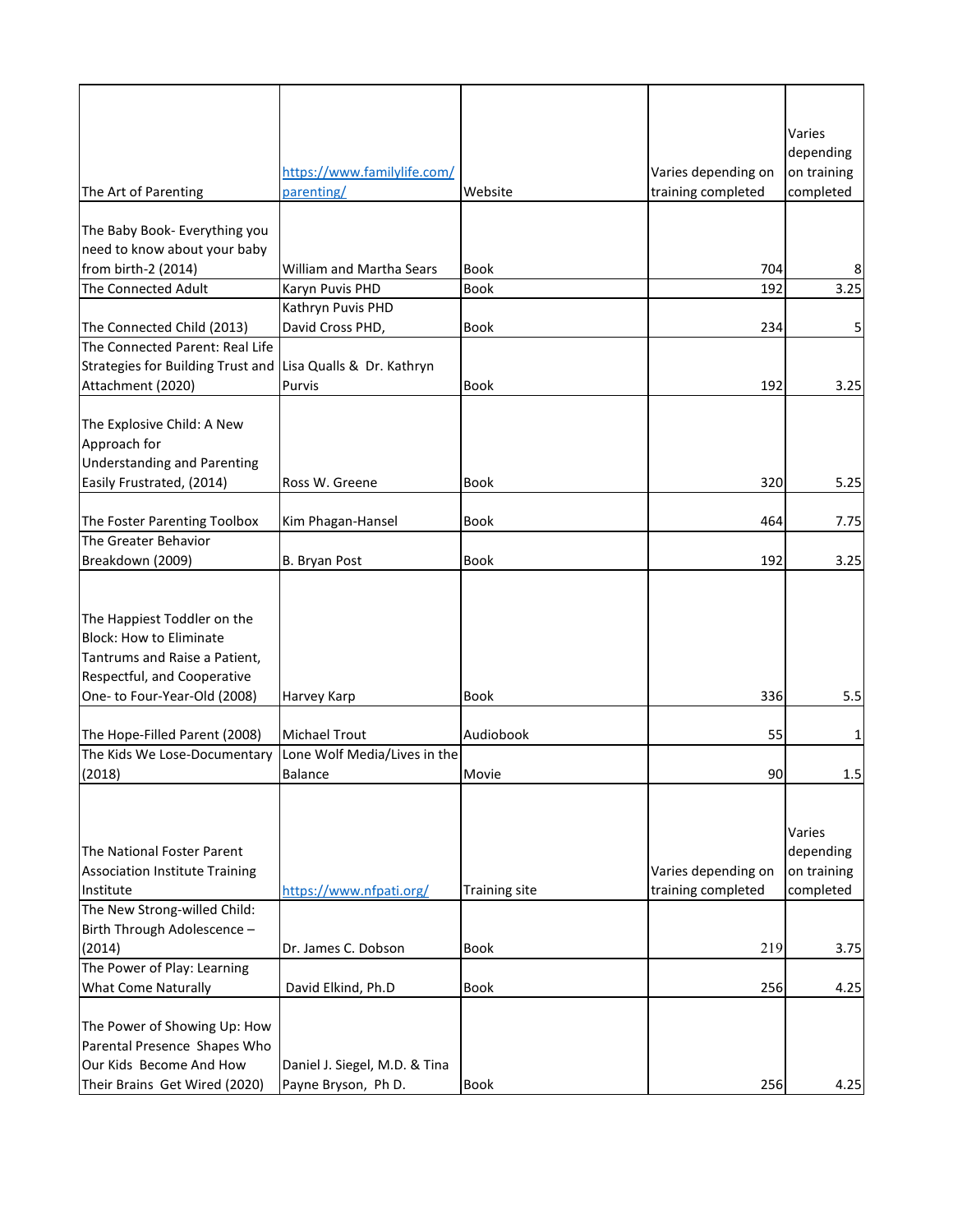| | | | | |
|---|---|---|---|---|
| The Art of Parenting | https://www.familylife.com/parenting/ | Website | Varies depending on training completed | Varies depending on training completed |
| The Baby Book- Everything you need to know about your baby from birth-2 (2014) | William and Martha Sears | Book | 704 | 8 |
| The Connected Adult | Karyn Puvis PHD | Book | 192 | 3.25 |
| The Connected Child (2013) | Kathryn Puvis PHD David Cross PHD, | Book | 234 | 5 |
| The Connected Parent: Real Life Strategies for Building Trust and Attachment (2020) | Lisa Qualls & Dr. Kathryn Purvis | Book | 192 | 3.25 |
| The Explosive Child: A New Approach for Understanding and Parenting Easily Frustrated, (2014) | Ross W. Greene | Book | 320 | 5.25 |
| The Foster Parenting Toolbox | Kim Phagan-Hansel | Book | 464 | 7.75 |
| The Greater Behavior Breakdown (2009) | B. Bryan Post | Book | 192 | 3.25 |
| The Happiest Toddler on the Block: How to Eliminate Tantrums and Raise a Patient, Respectful, and Cooperative One- to Four-Year-Old (2008) | Harvey Karp | Book | 336 | 5.5 |
| The Hope-Filled Parent (2008) | Michael Trout | Audiobook | 55 | 1 |
| The Kids We Lose-Documentary (2018) | Lone Wolf Media/Lives in the Balance | Movie | 90 | 1.5 |
| The National Foster Parent Association Institute Training Institute | https://www.nfpati.org/ | Training site | Varies depending on training completed | Varies depending on training completed |
| The New Strong-willed Child: Birth Through Adolescence – (2014) | Dr. James C. Dobson | Book | 219 | 3.75 |
| The Power of Play: Learning What Come Naturally | David Elkind, Ph.D | Book | 256 | 4.25 |
| The Power of Showing Up: How Parental Presence Shapes Who Our Kids Become And How Their Brains Get Wired (2020) | Daniel J. Siegel, M.D. & Tina Payne Bryson, Ph D. | Book | 256 | 4.25 |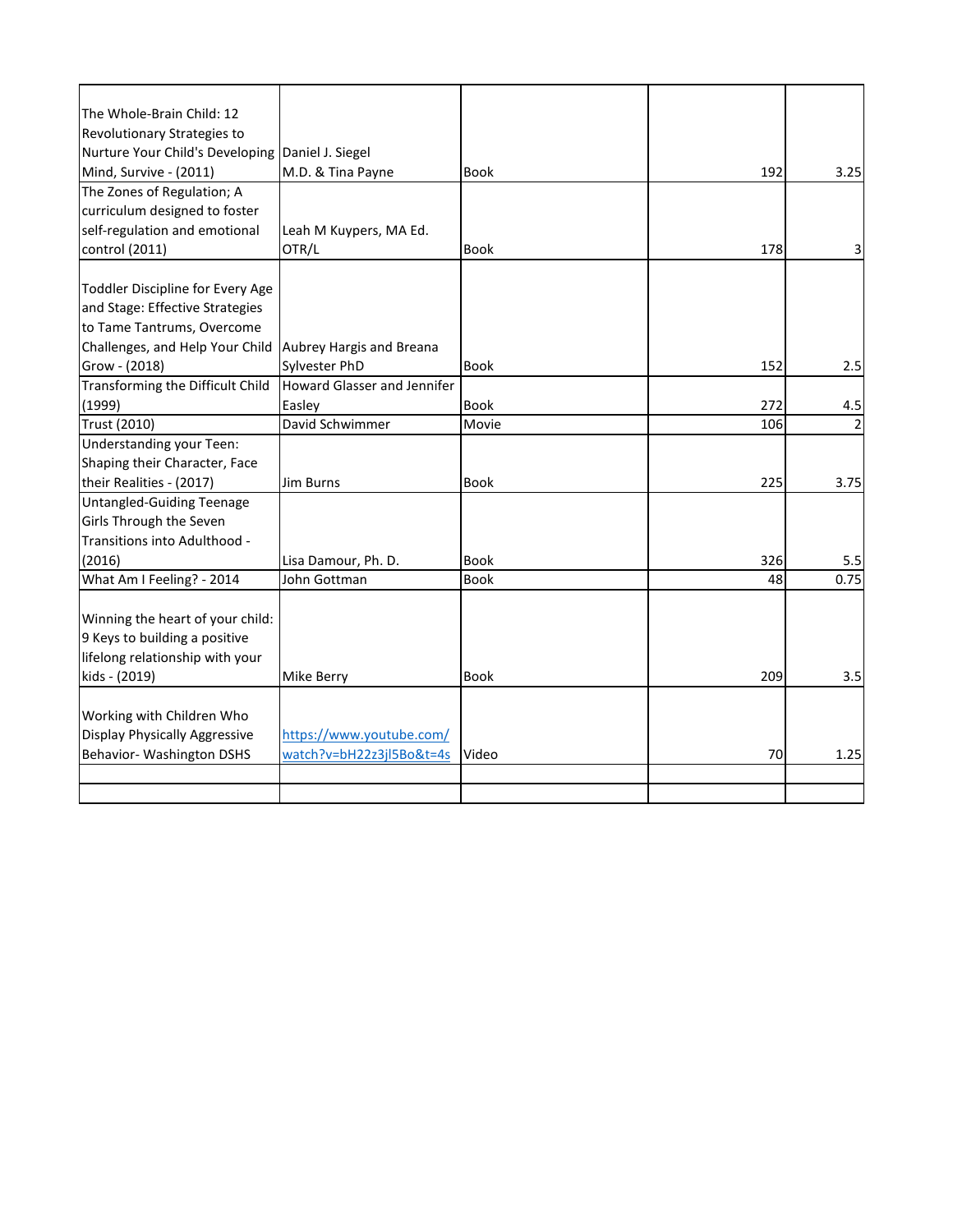| | | | | |
|---|---|---|---|---|
| The Whole-Brain Child: 12 Revolutionary Strategies to Nurture Your Child's Developing Mind, Survive - (2011) | Daniel J. Siegel M.D. & Tina Payne | Book | 192 | 3.25 |
| The Zones of Regulation; A curriculum designed to foster self-regulation and emotional control (2011) | Leah M Kuypers, MA Ed. OTR/L | Book | 178 | 3 |
| Toddler Discipline for Every Age and Stage: Effective Strategies to Tame Tantrums, Overcome Challenges, and Help Your Child Grow - (2018) | Aubrey Hargis and Breana Sylvester PhD | Book | 152 | 2.5 |
| Transforming the Difficult Child (1999) | Howard Glasser and Jennifer Easley | Book | 272 | 4.5 |
| Trust (2010) | David Schwimmer | Movie | 106 | 2 |
| Understanding your Teen: Shaping their Character, Face their Realities - (2017) | Jim Burns | Book | 225 | 3.75 |
| Untangled-Guiding Teenage Girls Through the Seven Transitions into Adulthood - (2016) | Lisa Damour, Ph. D. | Book | 326 | 5.5 |
| What Am I Feeling? - 2014 | John Gottman | Book | 48 | 0.75 |
| Winning the heart of your child: 9 Keys to building a positive lifelong relationship with your kids - (2019) | Mike Berry | Book | 209 | 3.5 |
| Working with Children Who Display Physically Aggressive Behavior- Washington DSHS | https://www.youtube.com/watch?v=bH22z3jl5Bo&t=4s | Video | 70 | 1.25 |
| | | | | |
| | | | | |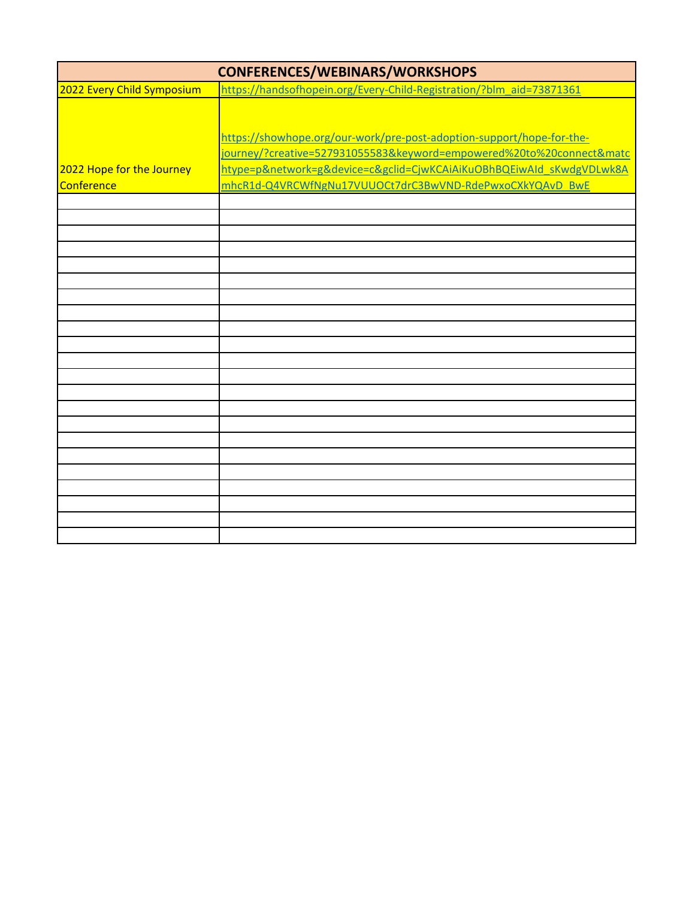| CONFERENCES/WEBINARS/WORKSHOPS | |
|---|---|
| 2022 Every Child Symposium | https://handsofhopein.org/Every-Child-Registration/?blm_aid=73871361 |
| 2022 Hope for the Journey Conference | https://showhope.org/our-work/pre-post-adoption-support/hope-for-the-journey/?creative=527931055583&keyword=empowered%20to%20connect&matchtype=p&network=g&device=c&gclid=CjwKCAiAiKuOBhBQEiwAId_sKwdgVDLwk8AmhcR1d-Q4VRCWfNgNu17VUUOCt7drC3BwVND-RdePwxoCXkYQAvD_BwE |
| | |
| | |
| | |
| | |
| | |
| | |
| | |
| | |
| | |
| | |
| | |
| | |
| | |
| | |
| | |
| | |
| | |
| | |
| | |
| | |
| | |
| | |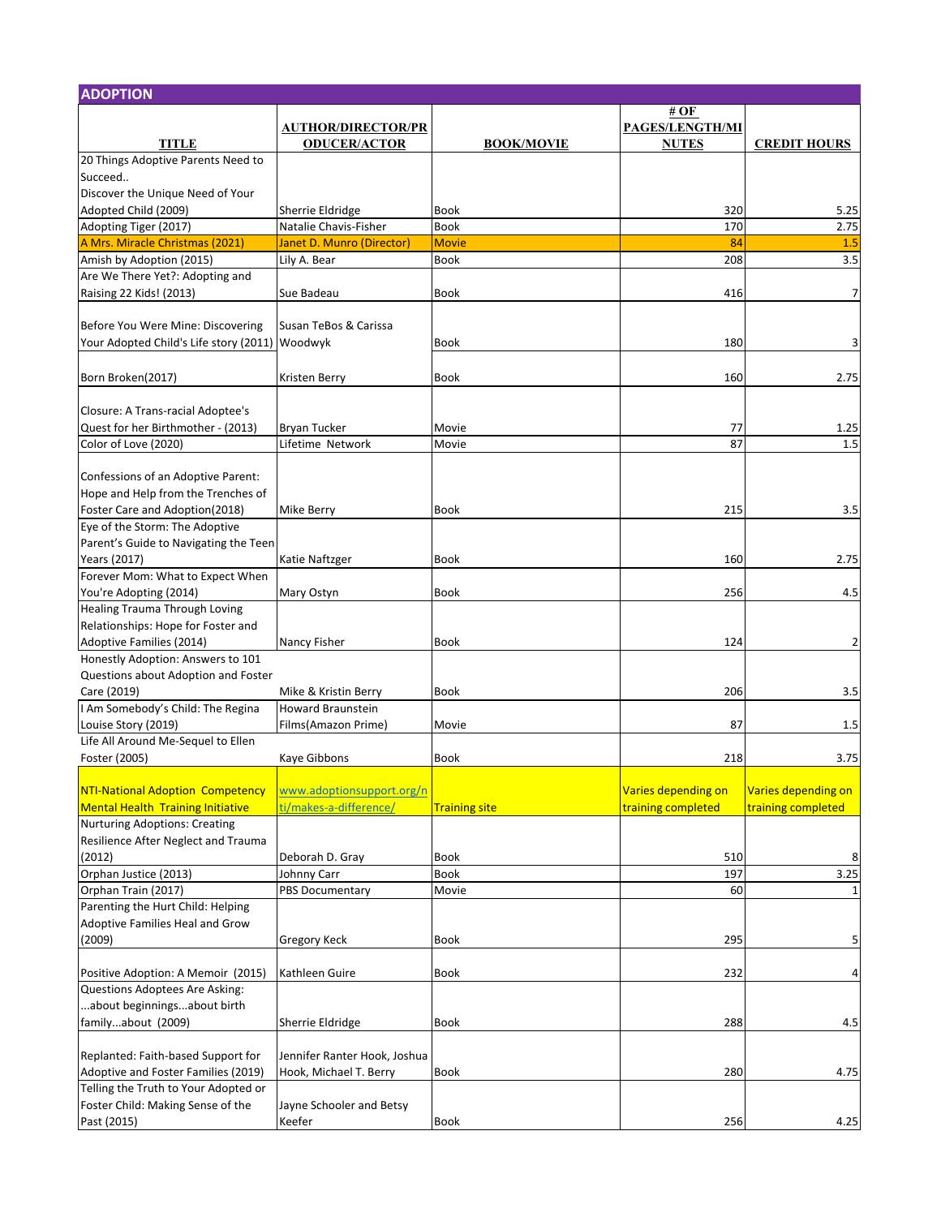## ADOPTION

| TITLE | AUTHOR/DIRECTOR/PRODUCER/ACTOR | BOOK/MOVIE | # OF PAGES/LENGTH/MINUTES | CREDIT HOURS |
|---|---|---|---|---|
| 20 Things Adoptive Parents Need to Succeed.. Discover the Unique Need of Your Adopted Child (2009) | Sherrie Eldridge | Book | 320 | 5.25 |
| Adopting Tiger (2017) | Natalie Chavis-Fisher | Book | 170 | 2.75 |
| A Mrs. Miracle Christmas (2021) | Janet D. Munro (Director) | Movie | 84 | 1.5 |
| Amish by Adoption (2015) | Lily A. Bear | Book | 208 | 3.5 |
| Are We There Yet?: Adopting and Raising 22 Kids! (2013) | Sue Badeau | Book | 416 | 7 |
| Before You Were Mine: Discovering Your Adopted Child's Life story (2011) | Susan TeBos & Carissa Woodwyk | Book | 180 | 3 |
| Born Broken(2017) | Kristen Berry | Book | 160 | 2.75 |
| Closure: A Trans-racial Adoptee's Quest for her Birthmother - (2013) | Bryan Tucker | Movie | 77 | 1.25 |
| Color of Love (2020) | Lifetime Network | Movie | 87 | 1.5 |
| Confessions of an Adoptive Parent: Hope and Help from the Trenches of Foster Care and Adoption(2018) | Mike Berry | Book | 215 | 3.5 |
| Eye of the Storm: The Adoptive Parent's Guide to Navigating the Teen Years (2017) | Katie Naftzger | Book | 160 | 2.75 |
| Forever Mom: What to Expect When You're Adopting (2014) | Mary Ostyn | Book | 256 | 4.5 |
| Healing Trauma Through Loving Relationships: Hope for Foster and Adoptive Families (2014) | Nancy Fisher | Book | 124 | 2 |
| Honestly Adoption: Answers to 101 Questions about Adoption and Foster Care (2019) | Mike & Kristin Berry | Book | 206 | 3.5 |
| I Am Somebody's Child: The Regina Louise Story (2019) | Howard Braunstein Films(Amazon Prime) | Movie | 87 | 1.5 |
| Life All Around Me-Sequel to Ellen Foster (2005) | Kaye Gibbons | Book | 218 | 3.75 |
| NTI-National Adoption Competency Mental Health Training Initiative | www.adoptionsupport.org/nti/makes-a-difference/ | Training site | Varies depending on training completed | Varies depending on training completed |
| Nurturing Adoptions: Creating Resilience After Neglect and Trauma (2012) | Deborah D. Gray | Book | 510 | 8 |
| Orphan Justice (2013) | Johnny Carr | Book | 197 | 3.25 |
| Orphan Train (2017) | PBS Documentary | Movie | 60 | 1 |
| Parenting the Hurt Child: Helping Adoptive Families Heal and Grow (2009) | Gregory Keck | Book | 295 | 5 |
| Positive Adoption: A Memoir (2015) | Kathleen Guire | Book | 232 | 4 |
| Questions Adoptees Are Asking: ...about beginnings...about birth family...about (2009) | Sherrie Eldridge | Book | 288 | 4.5 |
| Replanted: Faith-based Support for Adoptive and Foster Families (2019) | Jennifer Ranter Hook, Joshua Hook, Michael T. Berry | Book | 280 | 4.75 |
| Telling the Truth to Your Adopted or Foster Child: Making Sense of the Past (2015) | Jayne Schooler and Betsy Keefer | Book | 256 | 4.25 |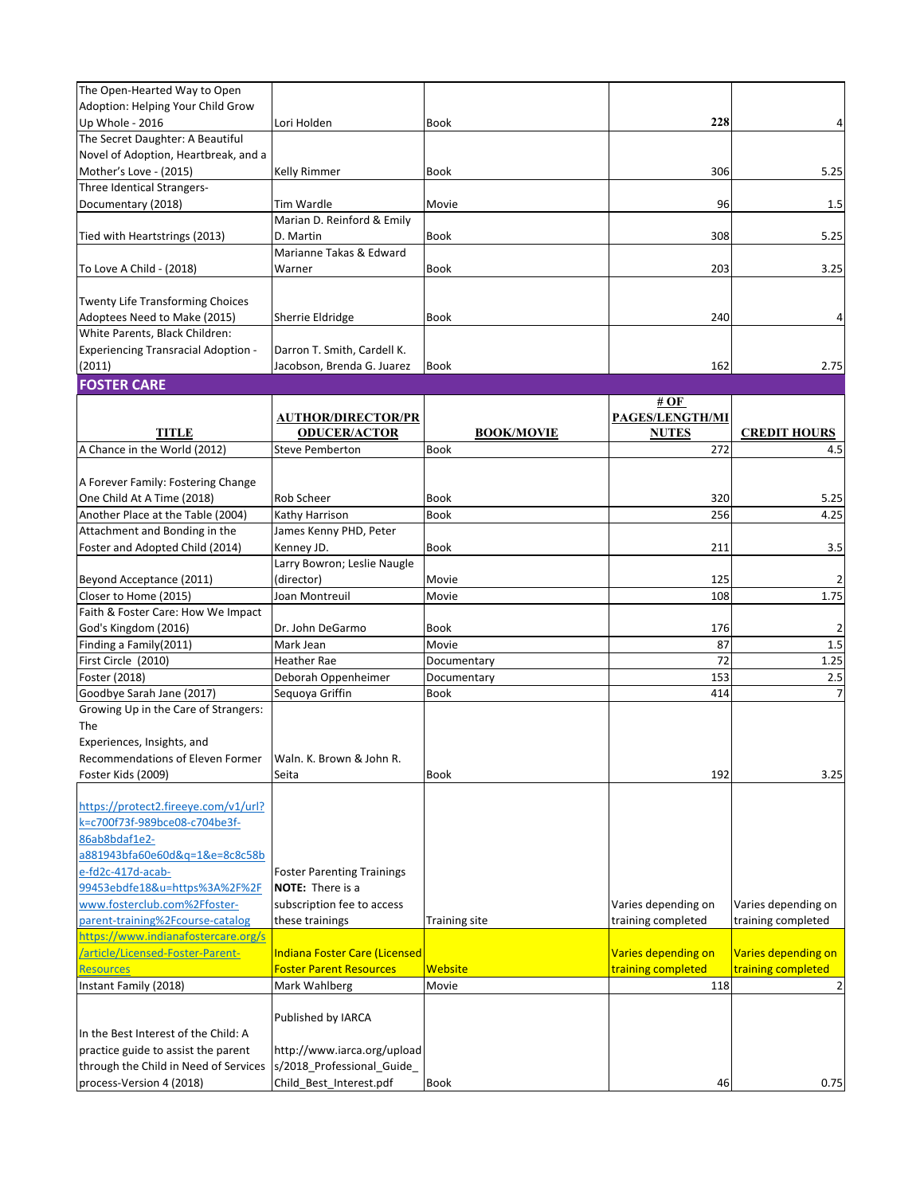| | | | | |
|---|---|---|---|---|
| The Open-Hearted Way to Open Adoption: Helping Your Child Grow Up Whole - 2016 | Lori Holden | Book | **228** | 4 |
| The Secret Daughter: A Beautiful Novel of Adoption, Heartbreak, and a Mother's Love - (2015) | Kelly Rimmer | Book | 306 | 5.25 |
| Three Identical Strangers- Documentary (2018) | Tim Wardle | Movie | 96 | 1.5 |
| Tied with Heartstrings (2013) | Marian D. Reinford & Emily D. Martin | Book | 308 | 5.25 |
| To Love A Child - (2018) | Marianne Takas & Edward Warner | Book | 203 | 3.25 |
| Twenty Life Transforming Choices Adoptees Need to Make (2015) | Sherrie Eldridge | Book | 240 | 4 |
| White Parents, Black Children: Experiencing Transracial Adoption - (2011) | Darron T. Smith, Cardell K. Jacobson, Brenda G. Juarez | Book | 162 | 2.75 |

## FOSTER CARE

| TITLE | AUTHOR/DIRECTOR/PRODUCER/ACTOR | BOOK/MOVIE | # OF PAGES/LENGTH/MINUTES | CREDIT HOURS |
|---|---|---|---|---|
| A Chance in the World (2012) | Steve Pemberton | Book | 272 | 4.5 |
| A Forever Family: Fostering Change One Child At A Time (2018) | Rob Scheer | Book | 320 | 5.25 |
| Another Place at the Table (2004) | Kathy Harrison | Book | 256 | 4.25 |
| Attachment and Bonding in the Foster and Adopted Child (2014) | James Kenny PHD, Peter Kenney JD. | Book | 211 | 3.5 |
| Beyond Acceptance (2011) | Larry Bowron; Leslie Naugle (director) | Movie | 125 | 2 |
| Closer to Home (2015) | Joan Montreuil | Movie | 108 | 1.75 |
| Faith & Foster Care: How We Impact God's Kingdom (2016) | Dr. John DeGarmo | Book | 176 | 2 |
| Finding a Family(2011) | Mark Jean | Movie | 87 | 1.5 |
| First Circle (2010) | Heather Rae | Documentary | 72 | 1.25 |
| Foster (2018) | Deborah Oppenheimer | Documentary | 153 | 2.5 |
| Goodbye Sarah Jane (2017) | Sequoya Griffin | Book | 414 | 7 |
| Growing Up in the Care of Strangers: The Experiences, Insights, and Recommendations of Eleven Former Foster Kids (2009) | Waln. K. Brown & John R. Seita | Book | 192 | 3.25 |
| https://protect2.fireeye.com/v1/url?k=c700f73f-989bce08-c704be3f-86ab8bdaf1e2-a881943bfa60e60d&q=1&e=8c8c58be-fd2c-417d-acab-99453ebdfe18&u=https%3A%2F%2Fwww.fosterclub.com%2Ffoster-parent-training%2Fcourse-catalog | Foster Parenting Trainings **NOTE:** There is a subscription fee to access these trainings | Training site | Varies depending on training completed | Varies depending on training completed |
| https://www.indianafostercare.org/s/article/Licensed-Foster-Parent-Resources | Indiana Foster Care (Licensed Foster Parent Resources | Website | Varies depending on training completed | Varies depending on training completed |
| Instant Family (2018) | Mark Wahlberg | Movie | 118 | 2 |
| In the Best Interest of the Child: A practice guide to assist the parent through the Child in Need of Services process-Version 4 (2018) | Published by IARCA http://www.iarca.org/uploads/2018_Professional_Guide_Child_Best_Interest.pdf | Book | 46 | 0.75 |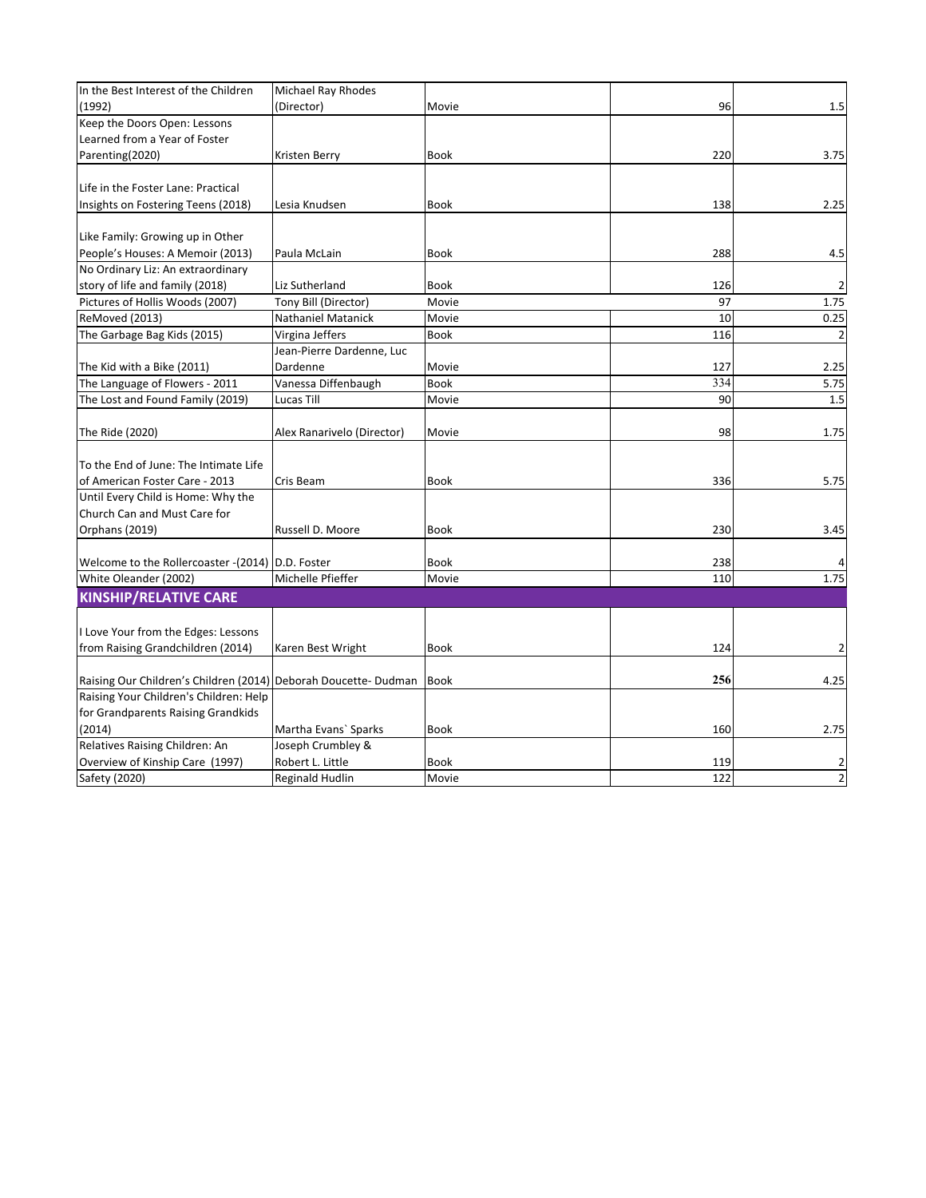| | | | | |
|---|---|---|---|---|
| In the Best Interest of the Children (1992) | Michael Ray Rhodes (Director) | Movie | 96 | 1.5 |
| Keep the Doors Open: Lessons Learned from a Year of Foster Parenting(2020) | Kristen Berry | Book | 220 | 3.75 |
| Life in the Foster Lane: Practical Insights on Fostering Teens (2018) | Lesia Knudsen | Book | 138 | 2.25 |
| Like Family: Growing up in Other People's Houses: A Memoir (2013) | Paula McLain | Book | 288 | 4.5 |
| No Ordinary Liz: An extraordinary story of life and family (2018) | Liz Sutherland | Book | 126 | 2 |
| Pictures of Hollis Woods (2007) | Tony Bill (Director) | Movie | 97 | 1.75 |
| ReMoved (2013) | Nathaniel Matanick | Movie | 10 | 0.25 |
| The Garbage Bag Kids (2015) | Virgina Jeffers | Book | 116 | 2 |
| The Kid with a Bike (2011) | Jean-Pierre Dardenne, Luc Dardenne | Movie | 127 | 2.25 |
| The Language of Flowers - 2011 | Vanessa Diffenbaugh | Book | 334 | 5.75 |
| The Lost and Found Family (2019) | Lucas Till | Movie | 90 | 1.5 |
| The Ride (2020) | Alex Ranarivelo (Director) | Movie | 98 | 1.75 |
| To the End of June: The Intimate Life of American Foster Care - 2013 | Cris Beam | Book | 336 | 5.75 |
| Until Every Child is Home: Why the Church Can and Must Care for Orphans (2019) | Russell D. Moore | Book | 230 | 3.45 |
| Welcome to the Rollercoaster -(2014) | D.D. Foster | Book | 238 | 4 |
| White Oleander (2002) | Michelle Pfieffer | Movie | 110 | 1.75 |
| **KINSHIP/RELATIVE CARE** | | | | |
| I Love Your from the Edges: Lessons from Raising Grandchildren (2014) | Karen Best Wright | Book | 124 | 2 |
| Raising Our Children's Children (2014) | Deborah Doucette- Dudman | Book | 256 | 4.25 |
| Raising Your Children's Children: Help for Grandparents Raising Grandkids (2014) | Martha Evans` Sparks | Book | 160 | 2.75 |
| Relatives Raising Children: An Overview of Kinship Care (1997) | Joseph Crumbley & Robert L. Little | Book | 119 | 2 |
| Safety (2020) | Reginald Hudlin | Movie | 122 | 2 |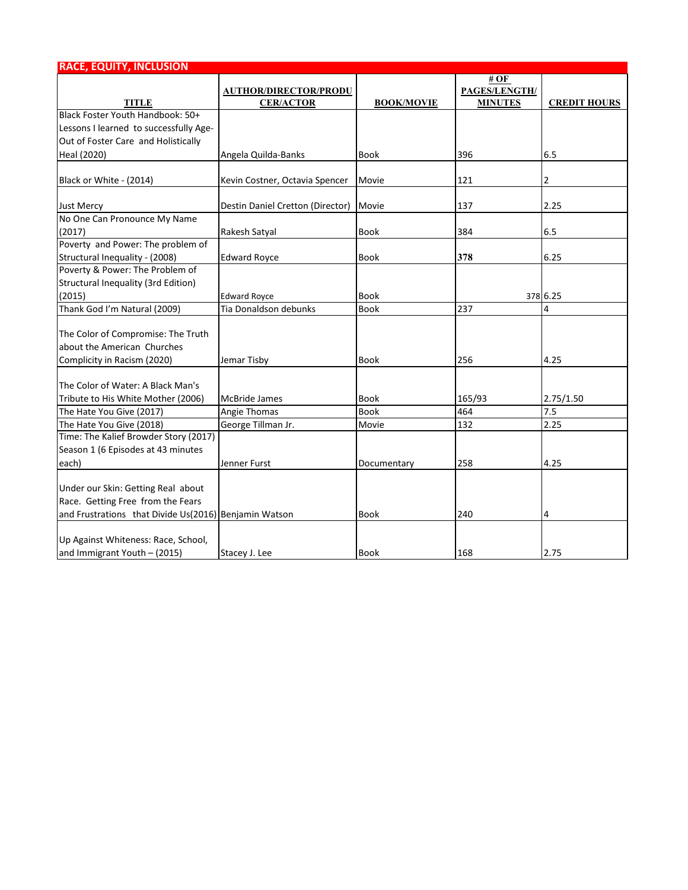## RACE, EQUITY, INCLUSION

| TITLE | AUTHOR/DIRECTOR/PRODUCER/ACTOR | BOOK/MOVIE | # OF PAGES/LENGTH/MINUTES | CREDIT HOURS |
|---|---|---|---|---|
| Black Foster Youth Handbook: 50+ Lessons I learned to successfully Age-Out of Foster Care and Holistically Heal (2020) | Angela Quilda-Banks | Book | 396 | 6.5 |
| Black or White - (2014) | Kevin Costner, Octavia Spencer | Movie | 121 | 2 |
| Just Mercy | Destin Daniel Cretton (Director) | Movie | 137 | 2.25 |
| No One Can Pronounce My Name (2017) | Rakesh Satyal | Book | 384 | 6.5 |
| Poverty and Power: The problem of Structural Inequality - (2008) | Edward Royce | Book | 378 | 6.25 |
| Poverty & Power: The Problem of Structural Inequality (3rd Edition) (2015) | Edward Royce | Book | 378 | 6.25 |
| Thank God I'm Natural (2009) | Tia Donaldson debunks | Book | 237 | 4 |
| The Color of Compromise: The Truth about the American Churches Complicity in Racism (2020) | Jemar Tisby | Book | 256 | 4.25 |
| The Color of Water: A Black Man's Tribute to His White Mother (2006) | McBride James | Book | 165/93 | 2.75/1.50 |
| The Hate You Give (2017) | Angie Thomas | Book | 464 | 7.5 |
| The Hate You Give (2018) | George Tillman Jr. | Movie | 132 | 2.25 |
| Time: The Kalief Browder Story (2017) Season 1 (6 Episodes at 43 minutes each) | Jenner Furst | Documentary | 258 | 4.25 |
| Under our Skin: Getting Real about Race. Getting Free from the Fears and Frustrations that Divide Us(2016) | Benjamin Watson | Book | 240 | 4 |
| Up Against Whiteness: Race, School, and Immigrant Youth – (2015) | Stacey J. Lee | Book | 168 | 2.75 |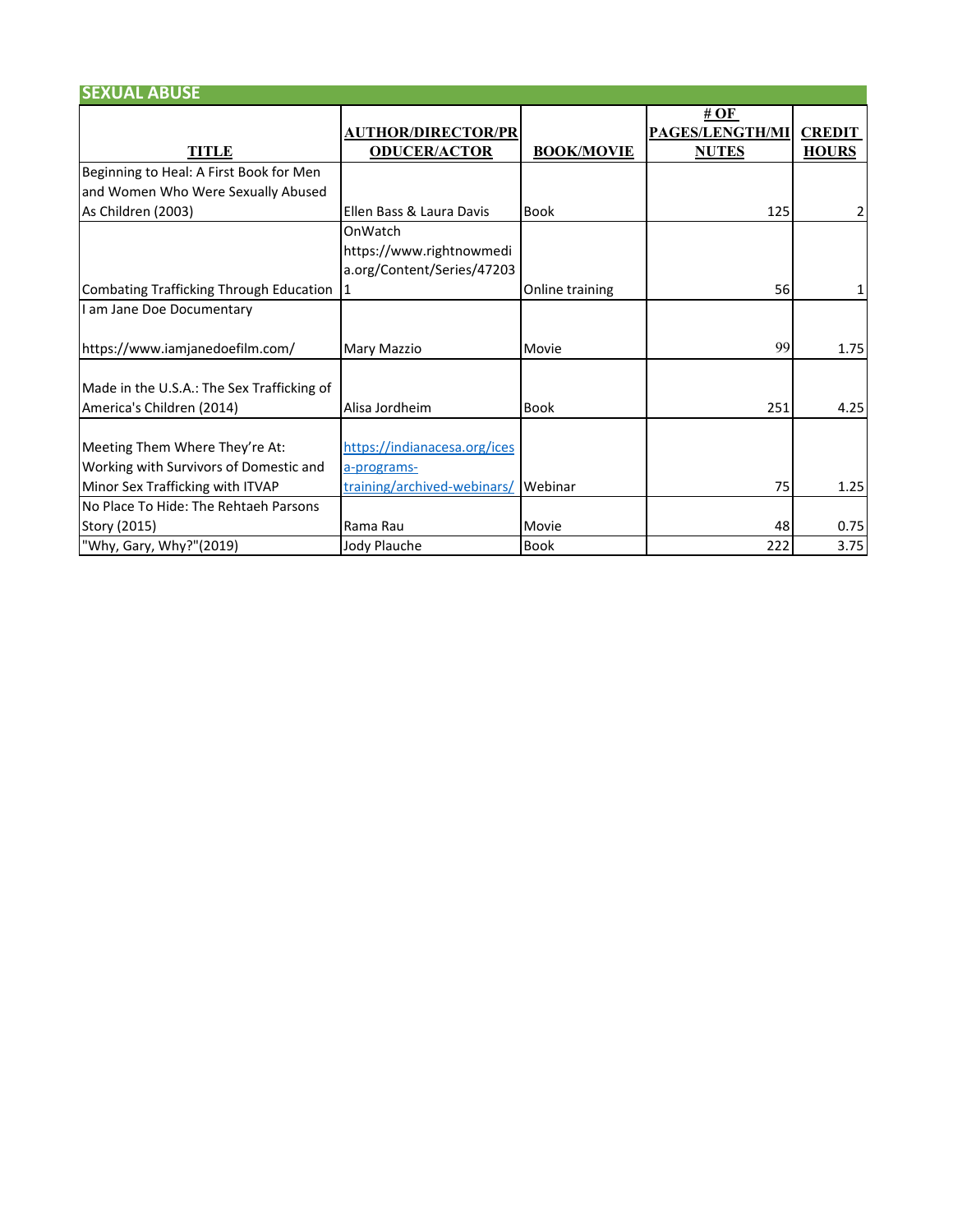## SEXUAL ABUSE

| TITLE | AUTHOR/DIRECTOR/PRODUCER/ACTOR | BOOK/MOVIE | # OF PAGES/LENGTH/MINUTES | CREDIT HOURS |
|---|---|---|---|---|
| Beginning to Heal: A First Book for Men and Women Who Were Sexually Abused As Children (2003) | Ellen Bass & Laura Davis | Book | 125 | 2 |
| Combating Trafficking Through Education | OnWatch https://www.rightnowmedia.org/Content/Series/472031 | Online training | 56 | 1 |
| I am Jane Doe Documentary https://www.iamjanedoefilm.com/ | Mary Mazzio | Movie | 99 | 1.75 |
| Made in the U.S.A.: The Sex Trafficking of America's Children (2014) | Alisa Jordheim | Book | 251 | 4.25 |
| Meeting Them Where They're At: Working with Survivors of Domestic and Minor Sex Trafficking with ITVAP | https://indianacesa.org/icesa-programs-training/archived-webinars/ | Webinar | 75 | 1.25 |
| No Place To Hide: The Rehtaeh Parsons Story (2015) | Rama Rau | Movie | 48 | 0.75 |
| "Why, Gary, Why?"(2019) | Jody Plauche | Book | 222 | 3.75 |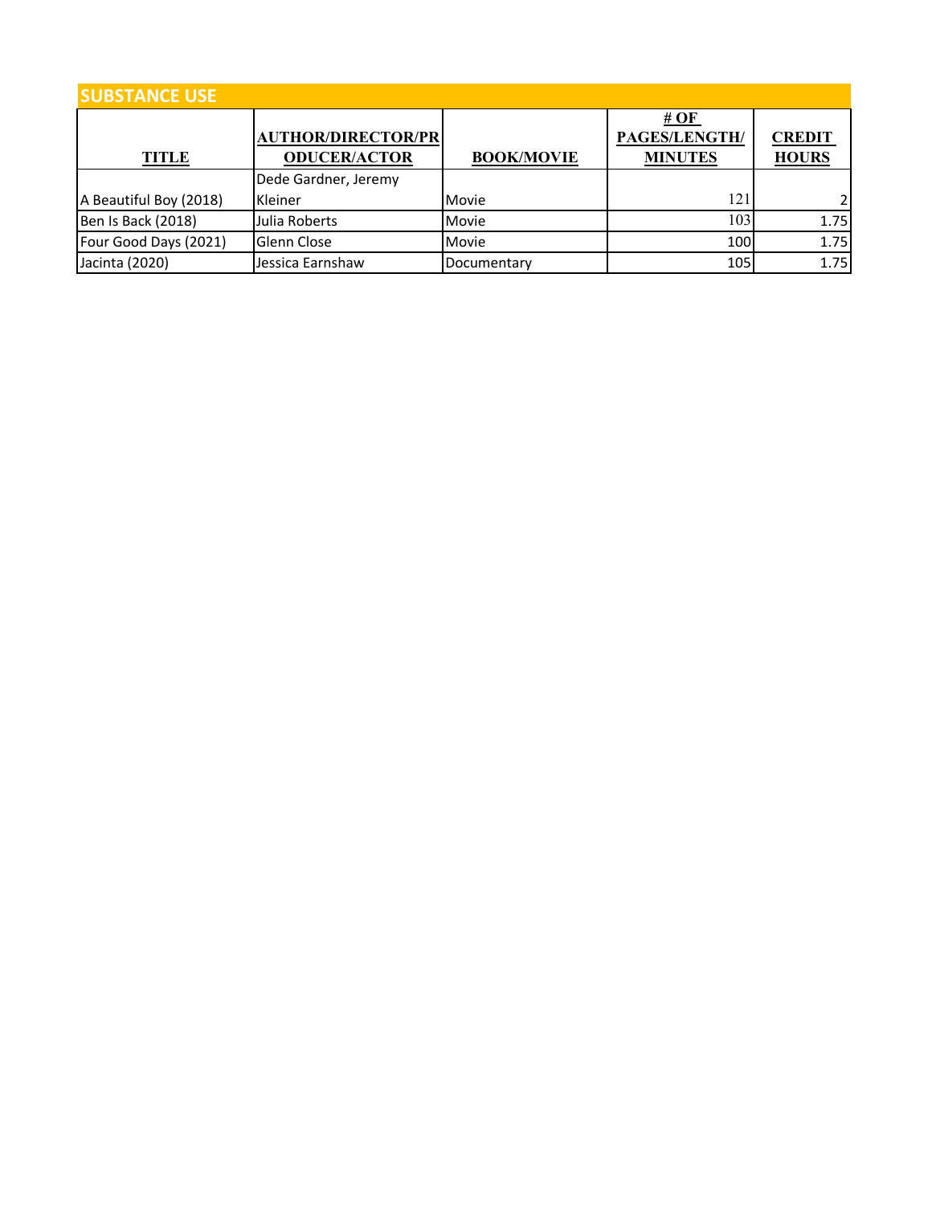## SUBSTANCE USE

| TITLE | AUTHOR/DIRECTOR/PRODUCER/ACTOR | BOOK/MOVIE | # OF PAGES/LENGTH/ MINUTES | CREDIT HOURS |
|---|---|---|---|---|
| A Beautiful Boy (2018) | Dede Gardner, Jeremy Kleiner | Movie | 121 | 2 |
| Ben Is Back (2018) | Julia Roberts | Movie | 103 | 1.75 |
| Four Good Days (2021) | Glenn Close | Movie | 100 | 1.75 |
| Jacinta (2020) | Jessica Earnshaw | Documentary | 105 | 1.75 |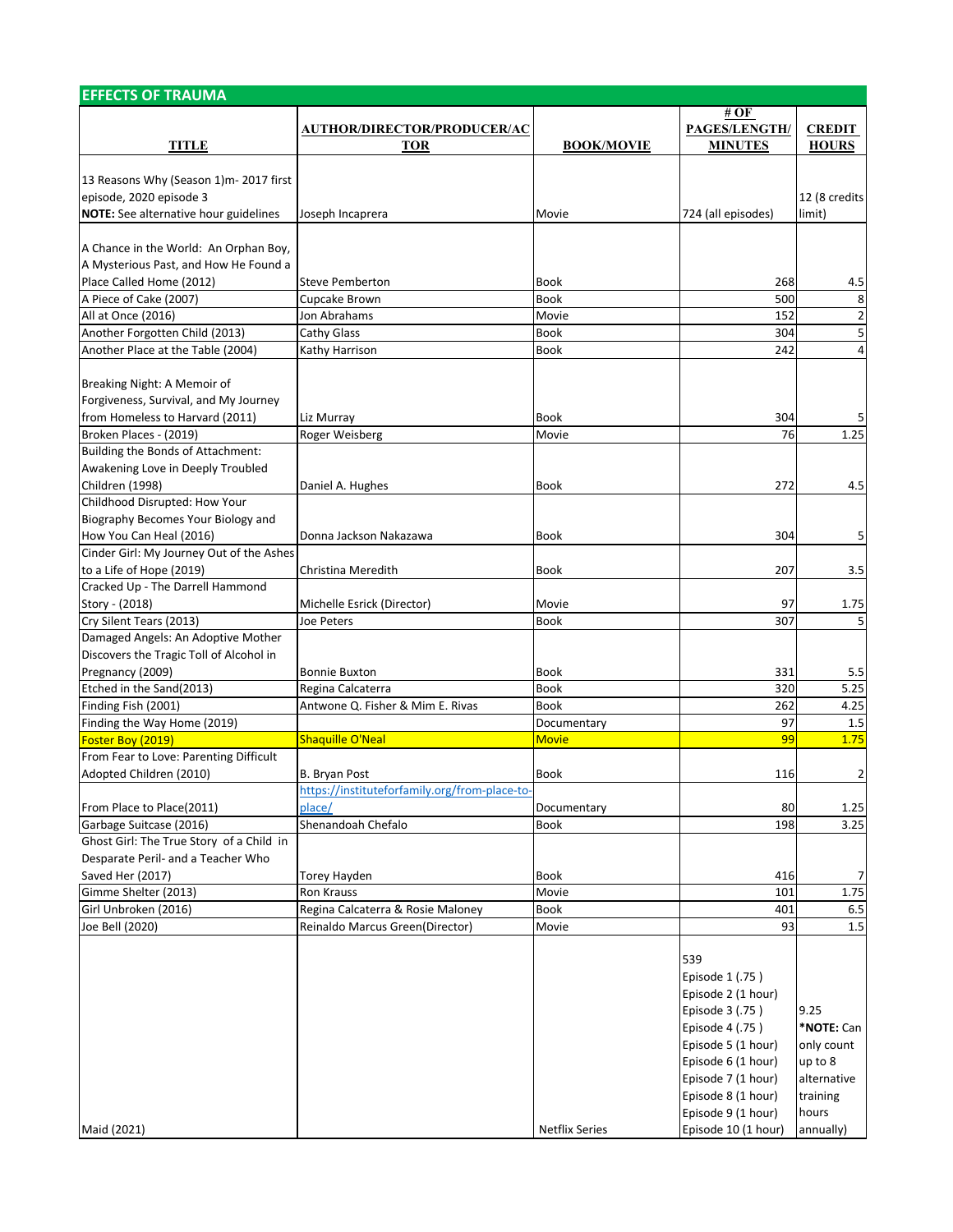## EFFECTS OF TRAUMA

| TITLE | AUTHOR/DIRECTOR/PRODUCER/ACTOR | BOOK/MOVIE | # OF PAGES/LENGTH/ MINUTES | CREDIT HOURS |
|---|---|---|---|---|
| 13 Reasons Why (Season 1)m- 2017 first episode, 2020 episode 3 **NOTE:** See alternative hour guidelines | Joseph Incaprera | Movie | 724 (all episodes) | 12 (8 credits limit) |
| A Chance in the World: An Orphan Boy, A Mysterious Past, and How He Found a Place Called Home (2012) | Steve Pemberton | Book | 268 | 4.5 |
| A Piece of Cake (2007) | Cupcake Brown | Book | 500 | 8 |
| All at Once (2016) | Jon Abrahams | Movie | 152 | 2 |
| Another Forgotten Child (2013) | Cathy Glass | Book | 304 | 5 |
| Another Place at the Table (2004) | Kathy Harrison | Book | 242 | 4 |
| Breaking Night: A Memoir of Forgiveness, Survival, and My Journey from Homeless to Harvard (2011) | Liz Murray | Book | 304 | 5 |
| Broken Places - (2019) | Roger Weisberg | Movie | 76 | 1.25 |
| Building the Bonds of Attachment: Awakening Love in Deeply Troubled Children (1998) | Daniel A. Hughes | Book | 272 | 4.5 |
| Childhood Disrupted: How Your Biography Becomes Your Biology and How You Can Heal (2016) | Donna Jackson Nakazawa | Book | 304 | 5 |
| Cinder Girl: My Journey Out of the Ashes to a Life of Hope (2019) | Christina Meredith | Book | 207 | 3.5 |
| Cracked Up - The Darrell Hammond Story - (2018) | Michelle Esrick (Director) | Movie | 97 | 1.75 |
| Cry Silent Tears (2013) | Joe Peters | Book | 307 | 5 |
| Damaged Angels: An Adoptive Mother Discovers the Tragic Toll of Alcohol in Pregnancy (2009) | Bonnie Buxton | Book | 331 | 5.5 |
| Etched in the Sand(2013) | Regina Calcaterra | Book | 320 | 5.25 |
| Finding Fish (2001) | Antwone Q. Fisher & Mim E. Rivas | Book | 262 | 4.25 |
| Finding the Way Home (2019) | | Documentary | 97 | 1.5 |
| Foster Boy (2019) | Shaquille O'Neal | Movie | 99 | 1.75 |
| From Fear to Love: Parenting Difficult Adopted Children (2010) | B. Bryan Post | Book | 116 | 2 |
| From Place to Place(2011) | https://instituteforfamily.org/from-place-to-place/ | Documentary | 80 | 1.25 |
| Garbage Suitcase (2016) | Shenandoah Chefalo | Book | 198 | 3.25 |
| Ghost Girl: The True Story of a Child in Desparate Peril- and a Teacher Who Saved Her (2017) | Torey Hayden | Book | 416 | 7 |
| Gimme Shelter (2013) | Ron Krauss | Movie | 101 | 1.75 |
| Girl Unbroken (2016) | Regina Calcaterra & Rosie Maloney | Book | 401 | 6.5 |
| Joe Bell (2020) | Reinaldo Marcus Green(Director) | Movie | 93 | 1.5 |
| Maid (2021) | | Netflix Series | 539 Episode 1 (.75 ) Episode 2 (1 hour) Episode 3 (.75 ) Episode 4 (.75 ) Episode 5 (1 hour) Episode 6 (1 hour) Episode 7 (1 hour) Episode 8 (1 hour) Episode 9 (1 hour) Episode 10 (1 hour) | 9.25 ***NOTE:** Can only count up to 8 alternative training hours annually) |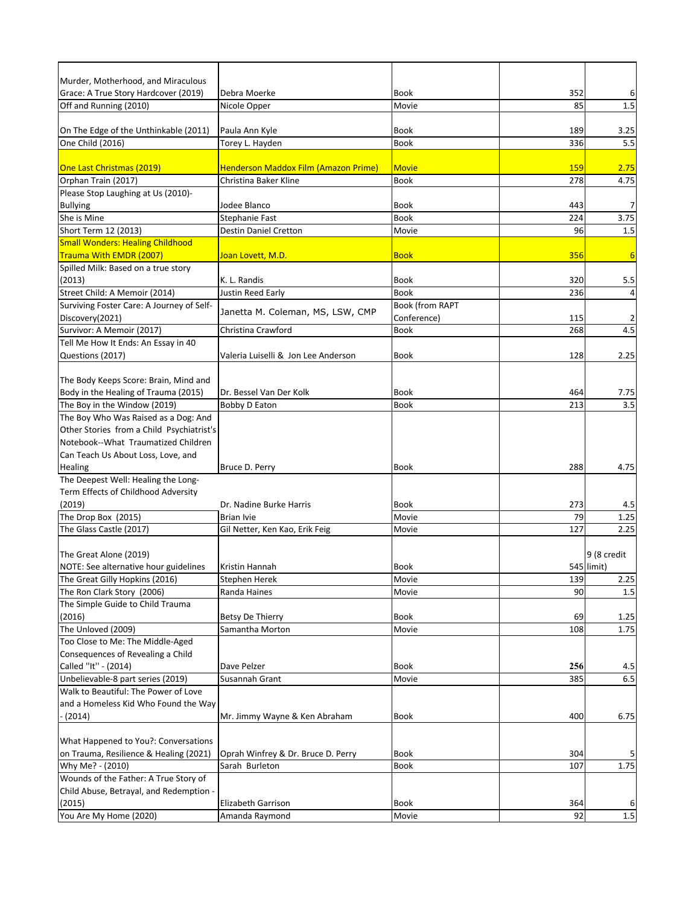| | | | | |
|---|---|---|---|---|
| Murder, Motherhood, and Miraculous Grace: A True Story Hardcover (2019) | Debra Moerke | Book | 352 | 6 |
| Off and Running (2010) | Nicole Opper | Movie | 85 | 1.5 |
| On The Edge of the Unthinkable (2011) | Paula Ann Kyle | Book | 189 | 3.25 |
| One Child (2016) | Torey L. Hayden | Book | 336 | 5.5 |
| One Last Christmas (2019) | Henderson Maddox Film (Amazon Prime) | Movie | 159 | 2.75 |
| Orphan Train (2017) | Christina Baker Kline | Book | 278 | 4.75 |
| Please Stop Laughing at Us (2010)-Bullying | Jodee Blanco | Book | 443 | 7 |
| She is Mine | Stephanie Fast | Book | 224 | 3.75 |
| Short Term 12 (2013) | Destin Daniel Cretton | Movie | 96 | 1.5 |
| Small Wonders: Healing Childhood Trauma With EMDR (2007) | Joan Lovett, M.D. | Book | 356 | 6 |
| Spilled Milk: Based on a true story (2013) | K. L. Randis | Book | 320 | 5.5 |
| Street Child: A Memoir (2014) | Justin Reed Early | Book | 236 | 4 |
| Surviving Foster Care: A Journey of Self-Discovery(2021) | Janetta M. Coleman, MS, LSW, CMP | Book (from RAPT Conference) | 115 | 2 |
| Survivor: A Memoir (2017) | Christina Crawford | Book | 268 | 4.5 |
| Tell Me How It Ends: An Essay in 40 Questions (2017) | Valeria Luiselli & Jon Lee Anderson | Book | 128 | 2.25 |
| The Body Keeps Score: Brain, Mind and Body in the Healing of Trauma (2015) | Dr. Bessel Van Der Kolk | Book | 464 | 7.75 |
| The Boy in the Window (2019) | Bobby D Eaton | Book | 213 | 3.5 |
| The Boy Who Was Raised as a Dog: And Other Stories from a Child Psychiatrist's Notebook--What Traumatized Children Can Teach Us About Loss, Love, and Healing | Bruce D. Perry | Book | 288 | 4.75 |
| The Deepest Well: Healing the Long-Term Effects of Childhood Adversity (2019) | Dr. Nadine Burke Harris | Book | 273 | 4.5 |
| The Drop Box (2015) | Brian Ivie | Movie | 79 | 1.25 |
| The Glass Castle (2017) | Gil Netter, Ken Kao, Erik Feig | Movie | 127 | 2.25 |
| The Great Alone (2019) NOTE: See alternative hour guidelines | Kristin Hannah | Book | 545 | 9 (8 credit limit) |
| The Great Gilly Hopkins (2016) | Stephen Herek | Movie | 139 | 2.25 |
| The Ron Clark Story (2006) | Randa Haines | Movie | 90 | 1.5 |
| The Simple Guide to Child Trauma (2016) | Betsy De Thierry | Book | 69 | 1.25 |
| The Unloved (2009) | Samantha Morton | Movie | 108 | 1.75 |
| Too Close to Me: The Middle-Aged Consequences of Revealing a Child Called "It" - (2014) | Dave Pelzer | Book | 256 | 4.5 |
| Unbelievable-8 part series (2019) | Susannah Grant | Movie | 385 | 6.5 |
| Walk to Beautiful: The Power of Love and a Homeless Kid Who Found the Way - (2014) | Mr. Jimmy Wayne & Ken Abraham | Book | 400 | 6.75 |
| What Happened to You?: Conversations on Trauma, Resilience & Healing (2021) | Oprah Winfrey & Dr. Bruce D. Perry | Book | 304 | 5 |
| Why Me? - (2010) | Sarah Burleton | Book | 107 | 1.75 |
| Wounds of the Father: A True Story of Child Abuse, Betrayal, and Redemption - (2015) | Elizabeth Garrison | Book | 364 | 6 |
| You Are My Home (2020) | Amanda Raymond | Movie | 92 | 1.5 |